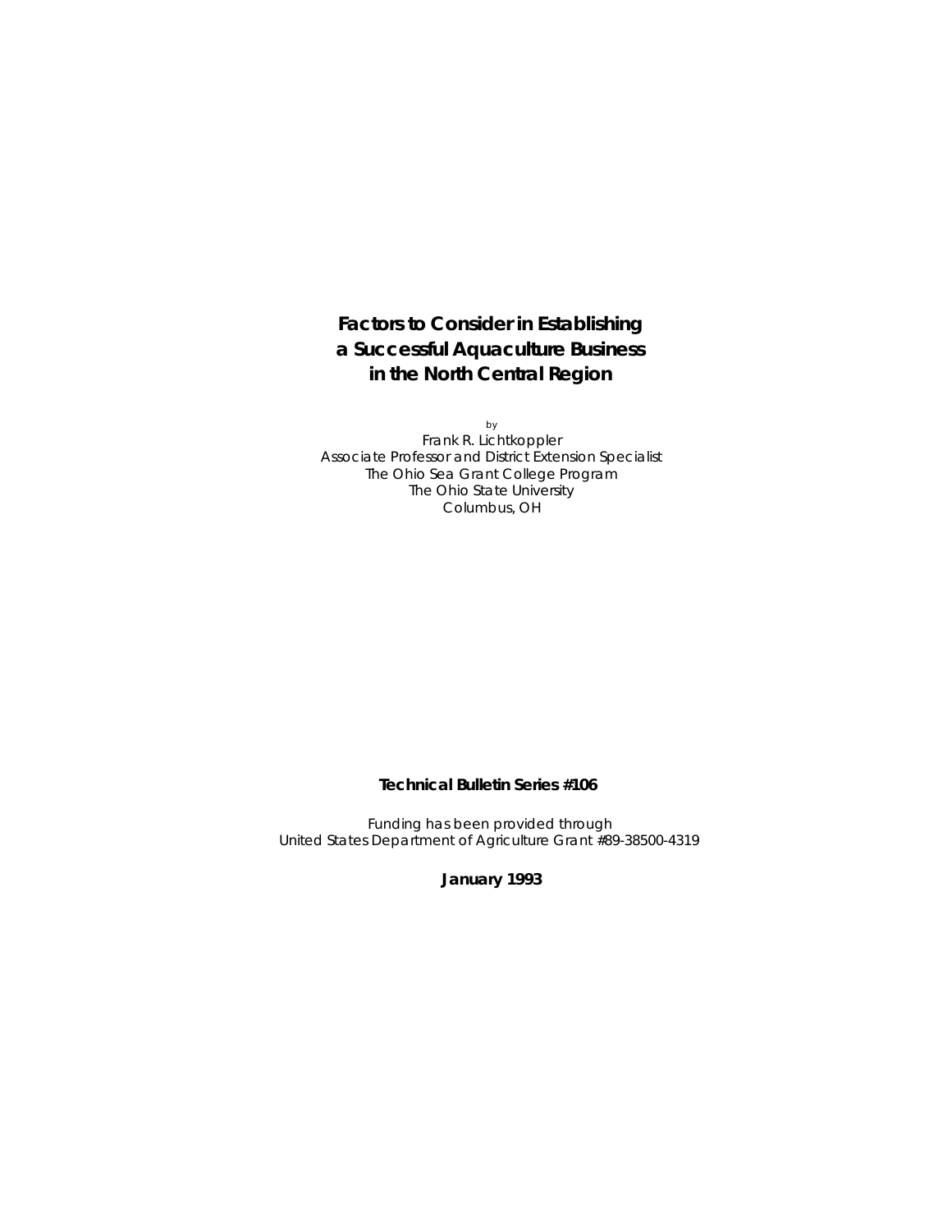# Factors to Consider in Establishing a Successful Aquaculture Business in the North Central Region

by

Frank R. Lichtkoppler
Associate Professor and District Extension Specialist
The Ohio Sea Grant College Program
The Ohio State University
Columbus, OH

**Technical Bulletin Series #106**

Funding has been provided through
United States Department of Agriculture Grant #89-38500-4319

**January 1993**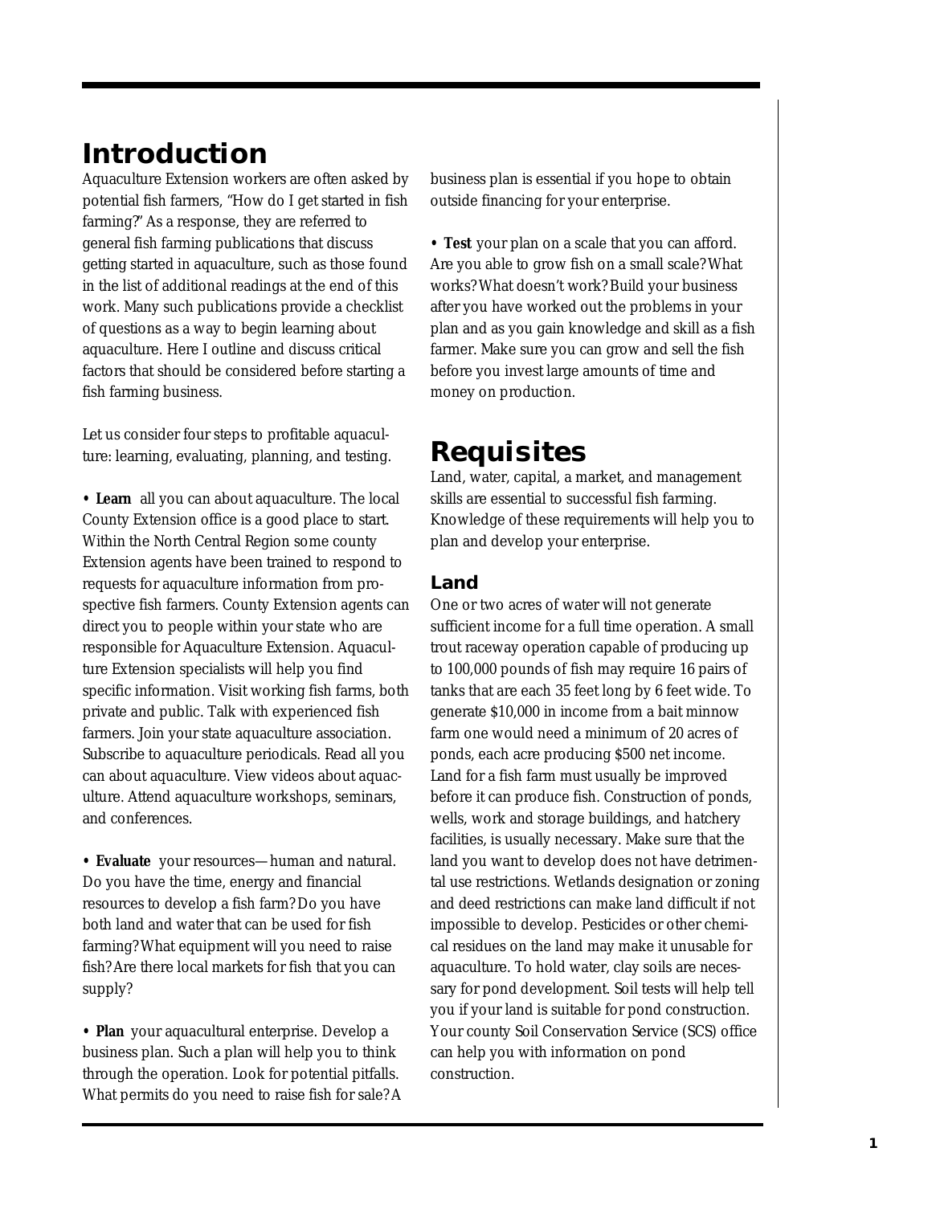# Introduction

Aquaculture Extension workers are often asked by potential fish farmers, "How do I get started in fish farming?" As a response, they are referred to general fish farming publications that discuss getting started in aquaculture, such as those found in the list of additional readings at the end of this work. Many such publications provide a checklist of questions as a way to begin learning about aquaculture. Here I outline and discuss critical factors that should be considered before starting a fish farming business.

Let us consider four steps to profitable aquaculture: learning, evaluating, planning, and testing.

- **Learn** all you can about aquaculture. The local County Extension office is a good place to start. Within the North Central Region some county Extension agents have been trained to respond to requests for aquaculture information from prospective fish farmers. County Extension agents can direct you to people within your state who are responsible for Aquaculture Extension. Aquaculture Extension specialists will help you find specific information. Visit working fish farms, both private and public. Talk with experienced fish farmers. Join your state aquaculture association. Subscribe to aquaculture periodicals. Read all you can about aquaculture. View videos about aquaculture. Attend aquaculture workshops, seminars, and conferences.

- **Evaluate** your resources—human and natural. Do you have the time, energy and financial resources to develop a fish farm? Do you have both land and water that can be used for fish farming? What equipment will you need to raise fish? Are there local markets for fish that you can supply?

- **Plan** your aquacultural enterprise. Develop a business plan. Such a plan will help you to think through the operation. Look for potential pitfalls. What permits do you need to raise fish for sale? A business plan is essential if you hope to obtain outside financing for your enterprise.

- **Test** your plan on a scale that you can afford. Are you able to grow fish on a small scale? What works? What doesn't work? Build your business after you have worked out the problems in your plan and as you gain knowledge and skill as a fish farmer. Make sure you can grow and sell the fish before you invest large amounts of time and money on production.

# Requisites

Land, water, capital, a market, and management skills are essential to successful fish farming. Knowledge of these requirements will help you to plan and develop your enterprise.

## Land

One or two acres of water will not generate sufficient income for a full time operation. A small trout raceway operation capable of producing up to 100,000 pounds of fish may require 16 pairs of tanks that are each 35 feet long by 6 feet wide. To generate $10,000 in income from a bait minnow farm one would need a minimum of 20 acres of ponds, each acre producing $500 net income. Land for a fish farm must usually be improved before it can produce fish. Construction of ponds, wells, work and storage buildings, and hatchery facilities, is usually necessary. Make sure that the land you want to develop does not have detrimental use restrictions. Wetlands designation or zoning and deed restrictions can make land difficult if not impossible to develop. Pesticides or other chemical residues on the land may make it unusable for aquaculture. To hold water, clay soils are necessary for pond development. Soil tests will help tell you if your land is suitable for pond construction. Your county Soil Conservation Service (SCS) office can help you with information on pond construction.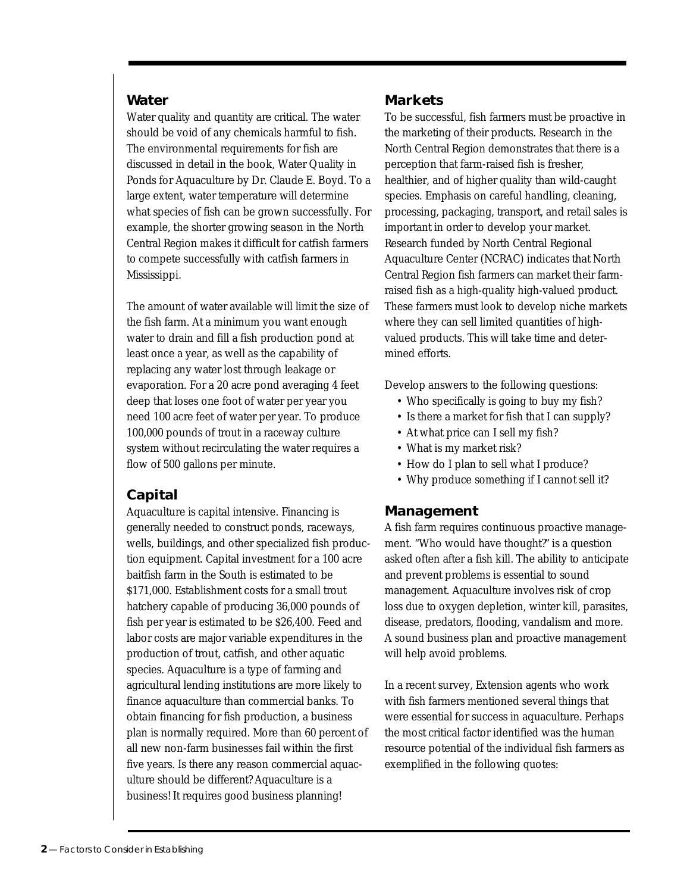## Water

Water quality and quantity are critical. The water should be void of any chemicals harmful to fish. The environmental requirements for fish are discussed in detail in the book, Water Quality in Ponds for Aquaculture by Dr. Claude E. Boyd. To a large extent, water temperature will determine what species of fish can be grown successfully. For example, the shorter growing season in the North Central Region makes it difficult for catfish farmers to compete successfully with catfish farmers in Mississippi.

The amount of water available will limit the size of the fish farm. At a minimum you want enough water to drain and fill a fish production pond at least once a year, as well as the capability of replacing any water lost through leakage or evaporation. For a 20 acre pond averaging 4 feet deep that loses one foot of water per year you need 100 acre feet of water per year. To produce 100,000 pounds of trout in a raceway culture system without recirculating the water requires a flow of 500 gallons per minute.

## Capital

Aquaculture is capital intensive. Financing is generally needed to construct ponds, raceways, wells, buildings, and other specialized fish production equipment. Capital investment for a 100 acre baitfish farm in the South is estimated to be $171,000. Establishment costs for a small trout hatchery capable of producing 36,000 pounds of fish per year is estimated to be $26,400. Feed and labor costs are major variable expenditures in the production of trout, catfish, and other aquatic species. Aquaculture is a type of farming and agricultural lending institutions are more likely to finance aquaculture than commercial banks. To obtain financing for fish production, a business plan is normally required. More than 60 percent of all new non-farm businesses fail within the first five years. Is there any reason commercial aquaculture should be different? Aquaculture is a business! It requires good business planning!

## Markets

To be successful, fish farmers must be proactive in the marketing of their products. Research in the North Central Region demonstrates that there is a perception that farm-raised fish is fresher, healthier, and of higher quality than wild-caught species. Emphasis on careful handling, cleaning, processing, packaging, transport, and retail sales is important in order to develop your market. Research funded by North Central Regional Aquaculture Center (NCRAC) indicates that North Central Region fish farmers can market their farm-raised fish as a high-quality high-valued product. These farmers must look to develop niche markets where they can sell limited quantities of high-valued products. This will take time and determined efforts.

Develop answers to the following questions:

- Who specifically is going to buy my fish?
- Is there a market for fish that I can supply?
- At what price can I sell my fish?
- What is my market risk?
- How do I plan to sell what I produce?
- Why produce something if I cannot sell it?

## Management

A fish farm requires continuous proactive management. "Who would have thought?" is a question asked often after a fish kill. The ability to anticipate and prevent problems is essential to sound management. Aquaculture involves risk of crop loss due to oxygen depletion, winter kill, parasites, disease, predators, flooding, vandalism and more. A sound business plan and proactive management will help avoid problems.

In a recent survey, Extension agents who work with fish farmers mentioned several things that were essential for success in aquaculture. Perhaps the most critical factor identified was the human resource potential of the individual fish farmers as exemplified in the following quotes: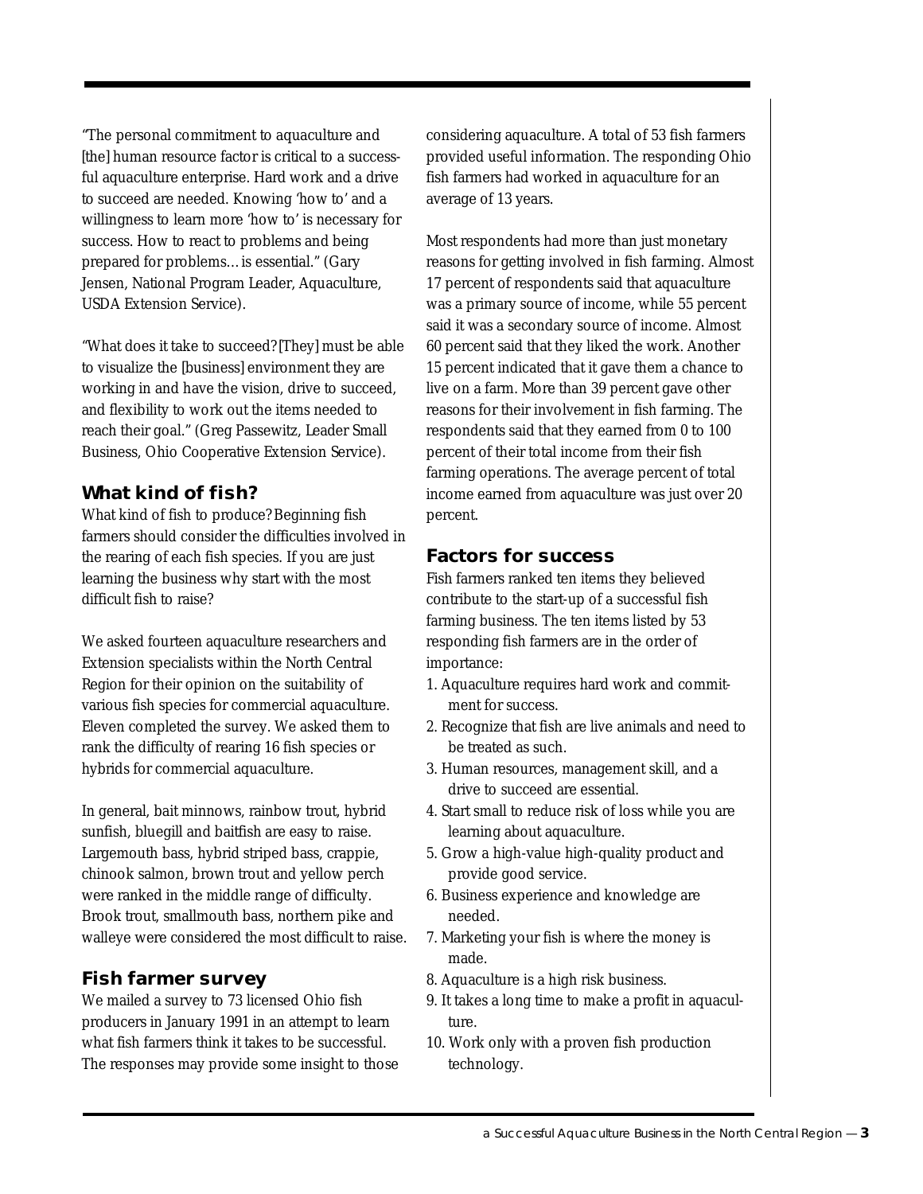"The personal commitment to aquaculture and [the] human resource factor is critical to a successful aquaculture enterprise. Hard work and a drive to succeed are needed. Knowing 'how to' and a willingness to learn more 'how to' is necessary for success. How to react to problems and being prepared for problems... is essential." (Gary Jensen, National Program Leader, Aquaculture, USDA Extension Service).

"What does it take to succeed? [They] must be able to visualize the [business] environment they are working in and have the vision, drive to succeed, and flexibility to work out the items needed to reach their goal." (Greg Passewitz, Leader Small Business, Ohio Cooperative Extension Service).

## What kind of fish?

What kind of fish to produce? Beginning fish farmers should consider the difficulties involved in the rearing of each fish species. If you are just learning the business why start with the most difficult fish to raise?

We asked fourteen aquaculture researchers and Extension specialists within the North Central Region for their opinion on the suitability of various fish species for commercial aquaculture. Eleven completed the survey. We asked them to rank the difficulty of rearing 16 fish species or hybrids for commercial aquaculture.

In general, bait minnows, rainbow trout, hybrid sunfish, bluegill and baitfish are easy to raise. Largemouth bass, hybrid striped bass, crappie, chinook salmon, brown trout and yellow perch were ranked in the middle range of difficulty. Brook trout, smallmouth bass, northern pike and walleye were considered the most difficult to raise.

## Fish farmer survey

We mailed a survey to 73 licensed Ohio fish producers in January 1991 in an attempt to learn what fish farmers think it takes to be successful. The responses may provide some insight to those considering aquaculture. A total of 53 fish farmers provided useful information. The responding Ohio fish farmers had worked in aquaculture for an average of 13 years.

Most respondents had more than just monetary reasons for getting involved in fish farming. Almost 17 percent of respondents said that aquaculture was a primary source of income, while 55 percent said it was a secondary source of income. Almost 60 percent said that they liked the work. Another 15 percent indicated that it gave them a chance to live on a farm. More than 39 percent gave other reasons for their involvement in fish farming. The respondents said that they earned from 0 to 100 percent of their total income from their fish farming operations. The average percent of total income earned from aquaculture was just over 20 percent.

## Factors for success

Fish farmers ranked ten items they believed contribute to the start-up of a successful fish farming business. The ten items listed by 53 responding fish farmers are in the order of importance:

1. Aquaculture requires hard work and commitment for success.
2. Recognize that fish are live animals and need to be treated as such.
3. Human resources, management skill, and a drive to succeed are essential.
4. Start small to reduce risk of loss while you are learning about aquaculture.
5. Grow a high-value high-quality product and provide good service.
6. Business experience and knowledge are needed.
7. Marketing your fish is where the money is made.
8. Aquaculture is a high risk business.
9. It takes a long time to make a profit in aquaculture.
10. Work only with a proven fish production technology.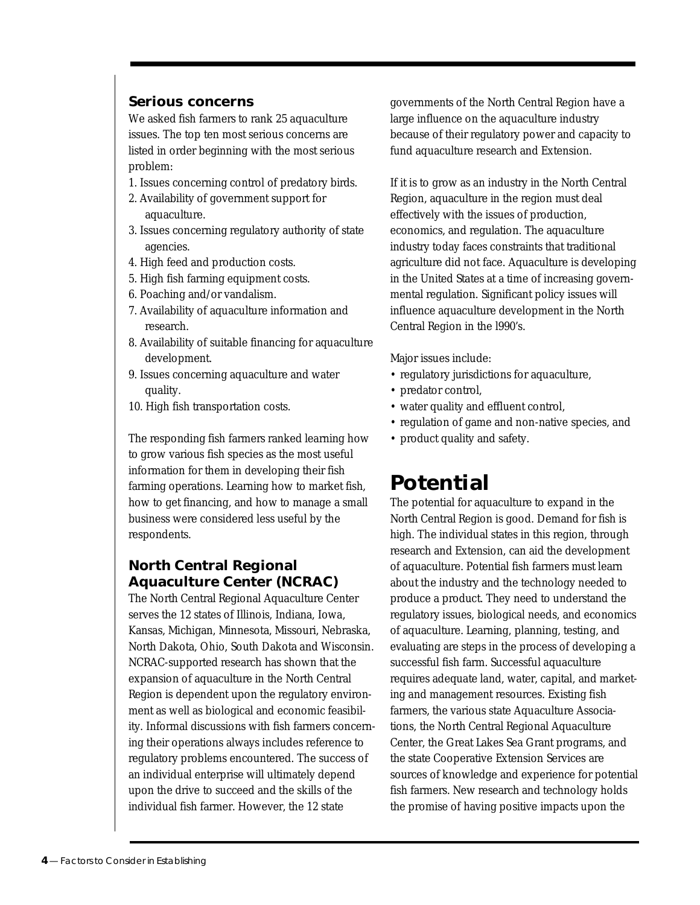## Serious concerns

We asked fish farmers to rank 25 aquaculture issues. The top ten most serious concerns are listed in order beginning with the most serious problem:

1. Issues concerning control of predatory birds.
2. Availability of government support for aquaculture.
3. Issues concerning regulatory authority of state agencies.
4. High feed and production costs.
5. High fish farming equipment costs.
6. Poaching and/or vandalism.
7. Availability of aquaculture information and research.
8. Availability of suitable financing for aquaculture development.
9. Issues concerning aquaculture and water quality.
10. High fish transportation costs.

The responding fish farmers ranked learning how to grow various fish species as the most useful information for them in developing their fish farming operations. Learning how to market fish, how to get financing, and how to manage a small business were considered less useful by the respondents.

## North Central Regional Aquaculture Center (NCRAC)

The North Central Regional Aquaculture Center serves the 12 states of Illinois, Indiana, Iowa, Kansas, Michigan, Minnesota, Missouri, Nebraska, North Dakota, Ohio, South Dakota and Wisconsin. NCRAC-supported research has shown that the expansion of aquaculture in the North Central Region is dependent upon the regulatory environment as well as biological and economic feasibility. Informal discussions with fish farmers concerning their operations always includes reference to regulatory problems encountered. The success of an individual enterprise will ultimately depend upon the drive to succeed and the skills of the individual fish farmer. However, the 12 state governments of the North Central Region have a large influence on the aquaculture industry because of their regulatory power and capacity to fund aquaculture research and Extension.

If it is to grow as an industry in the North Central Region, aquaculture in the region must deal effectively with the issues of production, economics, and regulation. The aquaculture industry today faces constraints that traditional agriculture did not face. Aquaculture is developing in the United States at a time of increasing governmental regulation. Significant policy issues will influence aquaculture development in the North Central Region in the l990's.

Major issues include:

- regulatory jurisdictions for aquaculture,
- predator control,
- water quality and effluent control,
- regulation of game and non-native species, and
- product quality and safety.

# Potential

The potential for aquaculture to expand in the North Central Region is good. Demand for fish is high. The individual states in this region, through research and Extension, can aid the development of aquaculture. Potential fish farmers must learn about the industry and the technology needed to produce a product. They need to understand the regulatory issues, biological needs, and economics of aquaculture. Learning, planning, testing, and evaluating are steps in the process of developing a successful fish farm. Successful aquaculture requires adequate land, water, capital, and marketing and management resources. Existing fish farmers, the various state Aquaculture Associations, the North Central Regional Aquaculture Center, the Great Lakes Sea Grant programs, and the state Cooperative Extension Services are sources of knowledge and experience for potential fish farmers. New research and technology holds the promise of having positive impacts upon the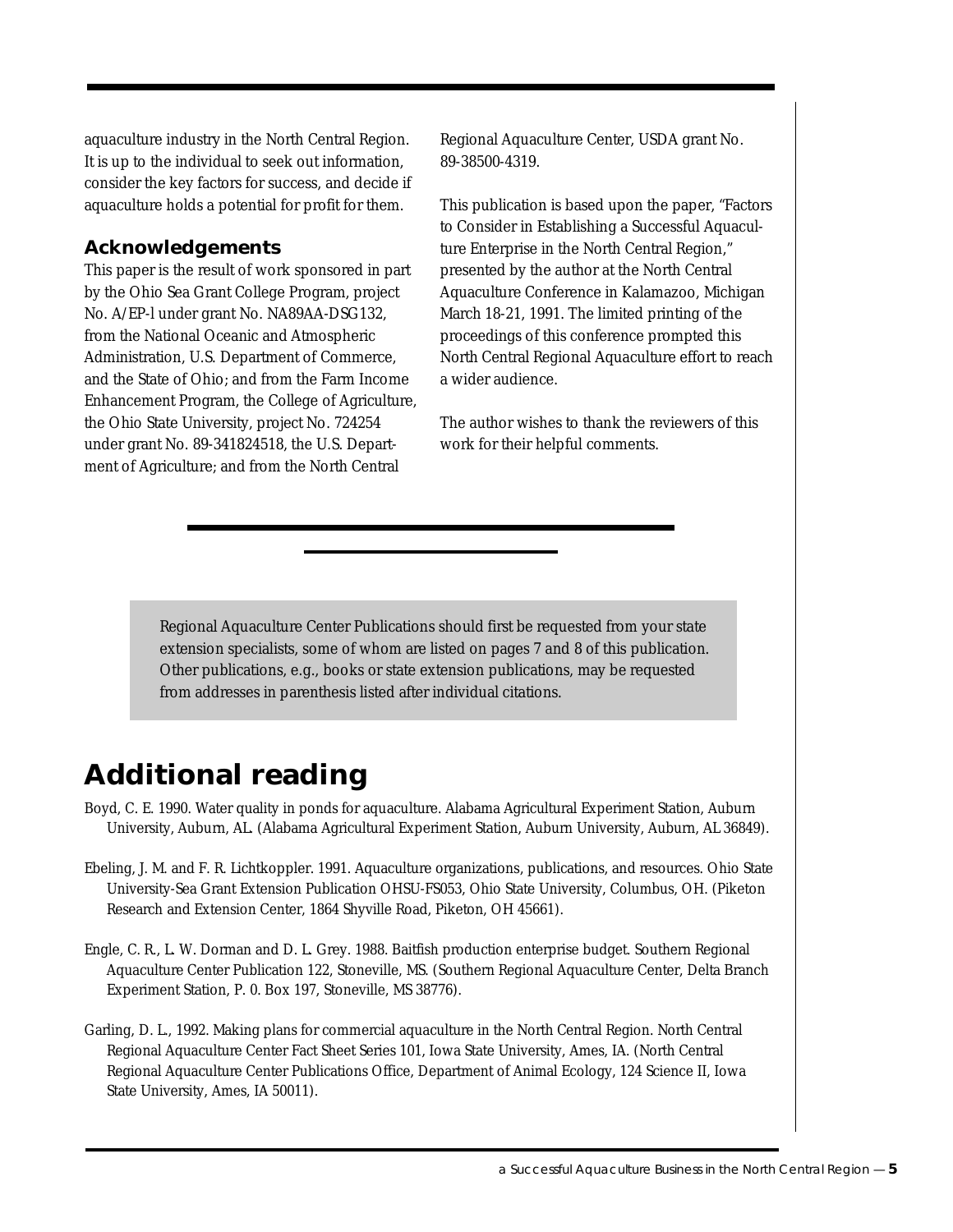aquaculture industry in the North Central Region. It is up to the individual to seek out information, consider the key factors for success, and decide if aquaculture holds a potential for profit for them.

## Acknowledgements

This paper is the result of work sponsored in part by the Ohio Sea Grant College Program, project No. A/EP-l under grant No. NA89AA-DSG132, from the National Oceanic and Atmospheric Administration, U.S. Department of Commerce, and the State of Ohio; and from the Farm Income Enhancement Program, the College of Agriculture, the Ohio State University, project No. 724254 under grant No. 89-341824518, the U.S. Department of Agriculture; and from the North Central Regional Aquaculture Center, USDA grant No. 89-38500-4319.

This publication is based upon the paper, "Factors to Consider in Establishing a Successful Aquaculture Enterprise in the North Central Region," presented by the author at the North Central Aquaculture Conference in Kalamazoo, Michigan March 18-21, 1991. The limited printing of the proceedings of this conference prompted this North Central Regional Aquaculture effort to reach a wider audience.

The author wishes to thank the reviewers of this work for their helpful comments.

Regional Aquaculture Center Publications should first be requested from your state extension specialists, some of whom are listed on pages 7 and 8 of this publication. Other publications, e.g., books or state extension publications, may be requested from addresses in parenthesis listed after individual citations.

# Additional reading

Boyd, C. E. 1990. Water quality in ponds for aquaculture. Alabama Agricultural Experiment Station, Auburn University, Auburn, AL. (Alabama Agricultural Experiment Station, Auburn University, Auburn, AL 36849).

Ebeling, J. M. and F. R. Lichtkoppler. 1991. Aquaculture organizations, publications, and resources. Ohio State University-Sea Grant Extension Publication OHSU-FS053, Ohio State University, Columbus, OH. (Piketon Research and Extension Center, 1864 Shyville Road, Piketon, OH 45661).

Engle, C. R., L. W. Dorman and D. L. Grey. 1988. Baitfish production enterprise budget. Southern Regional Aquaculture Center Publication 122, Stoneville, MS. (Southern Regional Aquaculture Center, Delta Branch Experiment Station, P. 0. Box 197, Stoneville, MS 38776).

Garling, D. L., 1992. Making plans for commercial aquaculture in the North Central Region. North Central Regional Aquaculture Center Fact Sheet Series 101, Iowa State University, Ames, IA. (North Central Regional Aquaculture Center Publications Office, Department of Animal Ecology, 124 Science II, Iowa State University, Ames, IA 50011).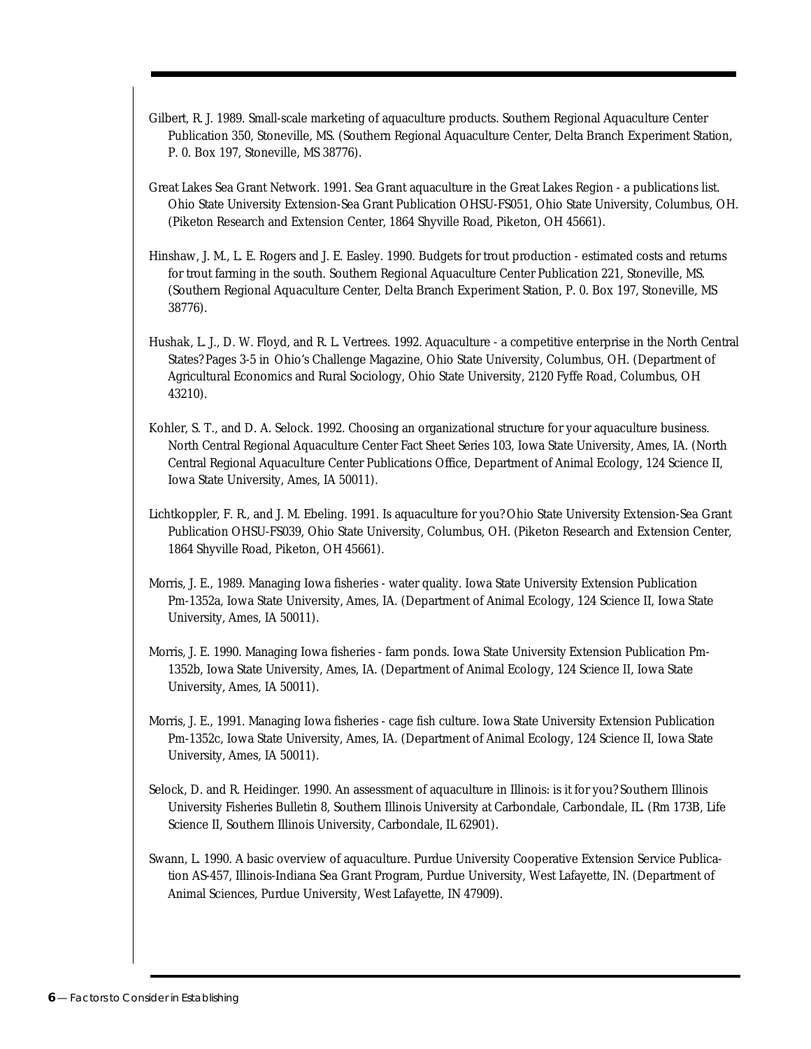Gilbert, R. J. 1989. Small-scale marketing of aquaculture products. Southern Regional Aquaculture Center Publication 350, Stoneville, MS. (Southern Regional Aquaculture Center, Delta Branch Experiment Station, P. 0. Box 197, Stoneville, MS 38776).

Great Lakes Sea Grant Network. 1991. Sea Grant aquaculture in the Great Lakes Region - a publications list. Ohio State University Extension-Sea Grant Publication OHSU-FS051, Ohio State University, Columbus, OH. (Piketon Research and Extension Center, 1864 Shyville Road, Piketon, OH 45661).

Hinshaw, J. M., L. E. Rogers and J. E. Easley. 1990. Budgets for trout production - estimated costs and returns for trout farming in the south. Southern Regional Aquaculture Center Publication 221, Stoneville, MS. (Southern Regional Aquaculture Center, Delta Branch Experiment Station, P. 0. Box 197, Stoneville, MS 38776).

Hushak, L. J., D. W. Floyd, and R. L. Vertrees. 1992. Aquaculture - a competitive enterprise in the North Central States? Pages 3-5 in Ohio's Challenge Magazine, Ohio State University, Columbus, OH. (Department of Agricultural Economics and Rural Sociology, Ohio State University, 2120 Fyffe Road, Columbus, OH 43210).

Kohler, S. T., and D. A. Selock. 1992. Choosing an organizational structure for your aquaculture business. North Central Regional Aquaculture Center Fact Sheet Series 103, Iowa State University, Ames, IA. (North Central Regional Aquaculture Center Publications Office, Department of Animal Ecology, 124 Science II, Iowa State University, Ames, IA 50011).

Lichtkoppler, F. R., and J. M. Ebeling. 1991. Is aquaculture for you? Ohio State University Extension-Sea Grant Publication OHSU-FS039, Ohio State University, Columbus, OH. (Piketon Research and Extension Center, 1864 Shyville Road, Piketon, OH 45661).

Morris, J. E., 1989. Managing Iowa fisheries - water quality. Iowa State University Extension Publication Pm-1352a, Iowa State University, Ames, IA. (Department of Animal Ecology, 124 Science II, Iowa State University, Ames, IA 50011).

Morris, J. E. 1990. Managing Iowa fisheries - farm ponds. Iowa State University Extension Publication Pm-1352b, Iowa State University, Ames, IA. (Department of Animal Ecology, 124 Science II, Iowa State University, Ames, IA 50011).

Morris, J. E., 1991. Managing Iowa fisheries - cage fish culture. Iowa State University Extension Publication Pm-1352c, Iowa State University, Ames, IA. (Department of Animal Ecology, 124 Science II, Iowa State University, Ames, IA 50011).

Selock, D. and R. Heidinger. 1990. An assessment of aquaculture in Illinois: is it for you? Southern Illinois University Fisheries Bulletin 8, Southern Illinois University at Carbondale, Carbondale, IL. (Rm 173B, Life Science II, Southern Illinois University, Carbondale, IL 62901).

Swann, L. 1990. A basic overview of aquaculture. Purdue University Cooperative Extension Service Publication AS-457, Illinois-Indiana Sea Grant Program, Purdue University, West Lafayette, IN. (Department of Animal Sciences, Purdue University, West Lafayette, IN 47909).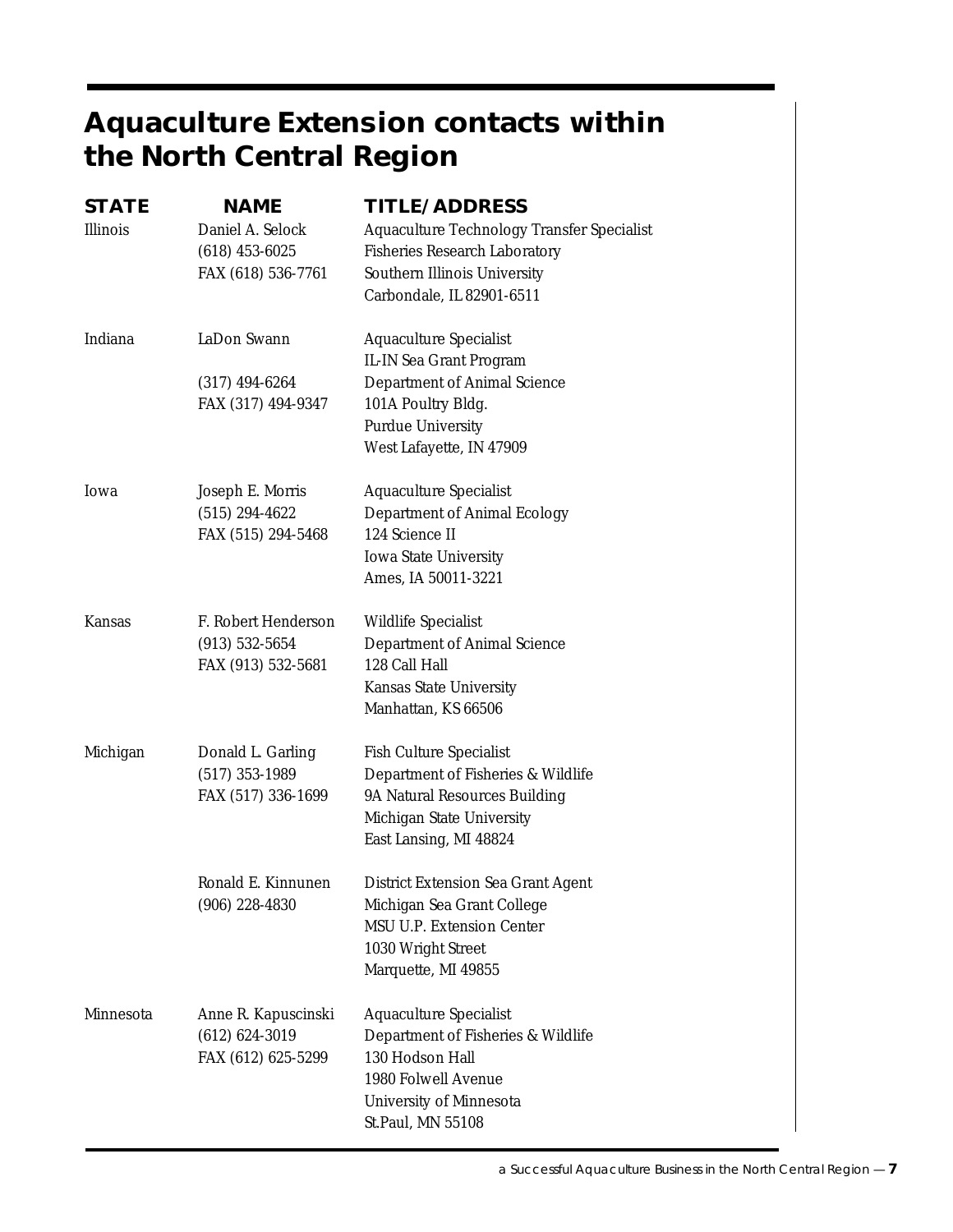# Aquaculture Extension contacts within the North Central Region

| STATE | NAME | TITLE/ADDRESS |
| --- | --- | --- |
| Illinois | Daniel A. Selock<br>(618) 453-6025<br>FAX (618) 536-7761 | Aquaculture Technology Transfer Specialist<br>Fisheries Research Laboratory<br>Southern Illinois University<br>Carbondale, IL 82901-6511 |
| Indiana | LaDon Swann<br><br>(317) 494-6264<br>FAX (317) 494-9347 | Aquaculture Specialist<br>IL-IN Sea Grant Program<br>Department of Animal Science<br>101A Poultry Bldg.<br>Purdue University<br>West Lafayette, IN 47909 |
| Iowa | Joseph E. Morris<br>(515) 294-4622<br>FAX (515) 294-5468 | Aquaculture Specialist<br>Department of Animal Ecology<br>124 Science II<br>Iowa State University<br>Ames, IA 50011-3221 |
| Kansas | F. Robert Henderson<br>(913) 532-5654<br>FAX (913) 532-5681 | Wildlife Specialist<br>Department of Animal Science<br>128 Call Hall<br>Kansas State University<br>Manhattan, KS 66506 |
| Michigan | Donald L. Garling<br>(517) 353-1989<br>FAX (517) 336-1699 | Fish Culture Specialist<br>Department of Fisheries & Wildlife<br>9A Natural Resources Building<br>Michigan State University<br>East Lansing, MI 48824 |
| | Ronald E. Kinnunen<br>(906) 228-4830 | District Extension Sea Grant Agent<br>Michigan Sea Grant College<br>MSU U.P. Extension Center<br>1030 Wright Street<br>Marquette, MI 49855 |
| Minnesota | Anne R. Kapuscinski<br>(612) 624-3019<br>FAX (612) 625-5299 | Aquaculture Specialist<br>Department of Fisheries & Wildlife<br>130 Hodson Hall<br>1980 Folwell Avenue<br>University of Minnesota<br>St.Paul, MN 55108 |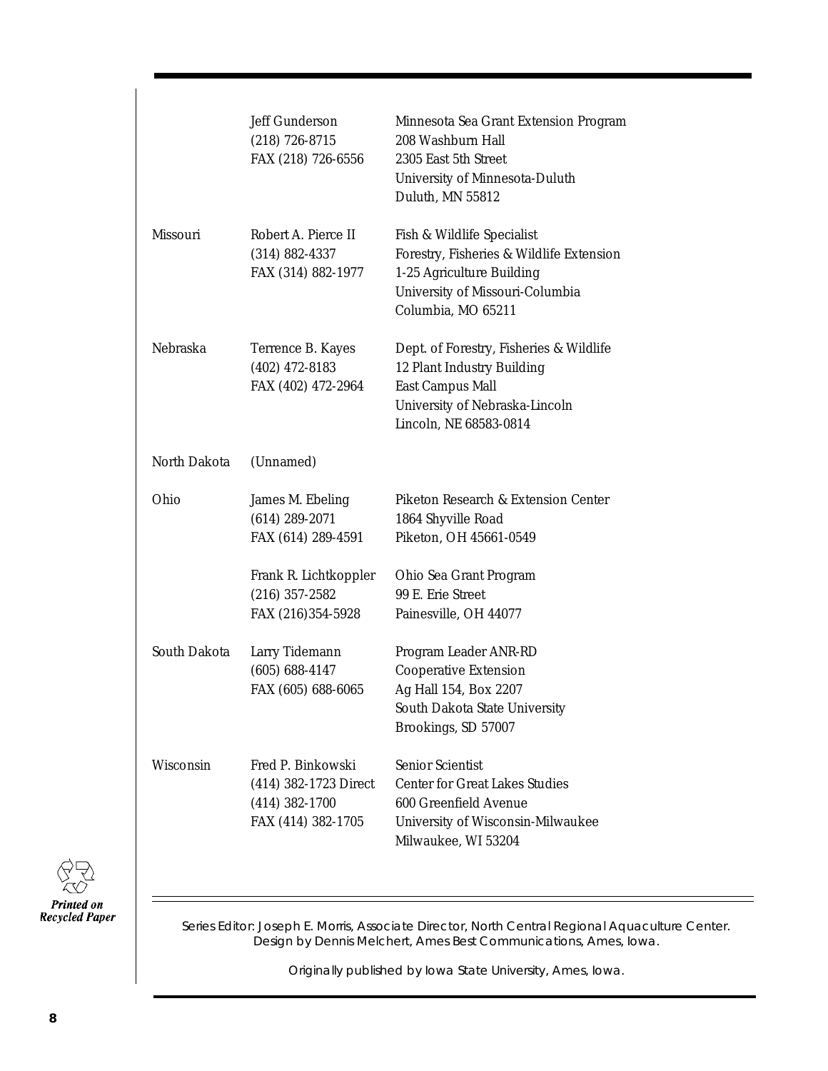| | | |
|---|---|---|
| | Jeff Gunderson<br>(218) 726-8715<br>FAX (218) 726-6556 | Minnesota Sea Grant Extension Program<br>208 Washburn Hall<br>2305 East 5th Street<br>University of Minnesota-Duluth<br>Duluth, MN 55812 |
| Missouri | Robert A. Pierce II<br>(314) 882-4337<br>FAX (314) 882-1977 | Fish & Wildlife Specialist<br>Forestry, Fisheries & Wildlife Extension<br>1-25 Agriculture Building<br>University of Missouri-Columbia<br>Columbia, MO 65211 |
| Nebraska | Terrence B. Kayes<br>(402) 472-8183<br>FAX (402) 472-2964 | Dept. of Forestry, Fisheries & Wildlife<br>12 Plant Industry Building<br>East Campus Mall<br>University of Nebraska-Lincoln<br>Lincoln, NE 68583-0814 |
| North Dakota | (Unnamed) | |
| Ohio | James M. Ebeling<br>(614) 289-2071<br>FAX (614) 289-4591 | Piketon Research & Extension Center<br>1864 Shyville Road<br>Piketon, OH 45661-0549 |
| | Frank R. Lichtkoppler<br>(216) 357-2582<br>FAX (216)354-5928 | Ohio Sea Grant Program<br>99 E. Erie Street<br>Painesville, OH 44077 |
| South Dakota | Larry Tidemann<br>(605) 688-4147<br>FAX (605) 688-6065 | Program Leader ANR-RD<br>Cooperative Extension<br>Ag Hall 154, Box 2207<br>South Dakota State University<br>Brookings, SD 57007 |
| Wisconsin | Fred P. Binkowski<br>(414) 382-1723 Direct<br>(414) 382-1700<br>FAX (414) 382-1705 | Senior Scientist<br>Center for Great Lakes Studies<br>600 Greenfield Avenue<br>University of Wisconsin-Milwaukee<br>Milwaukee, WI 53204 |

*Printed on Recycled Paper*

Series Editor: Joseph E. Morris, Associate Director, North Central Regional Aquaculture Center.
Design by Dennis Melchert, Ames Best Communications, Ames, Iowa.

Originally published by Iowa State University, Ames, Iowa.